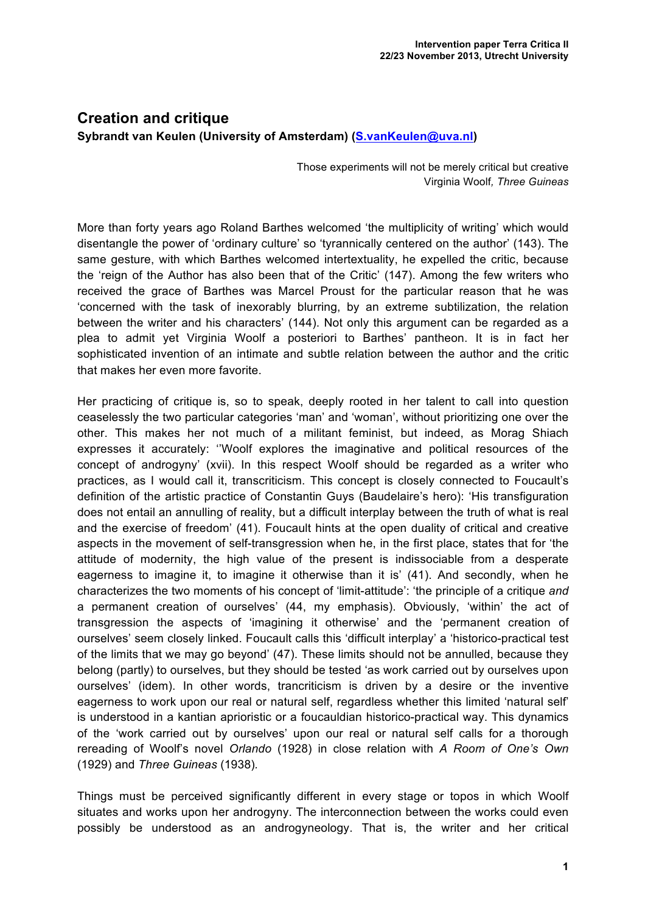# Creation and critique

**Sybrandt van Keulen (University of Amsterdam) ([S.vanKeulen@uva.nl](mailto:S.vanKeulen@uva.nl))**

> Those experiments will not be merely critical but creative
> Virginia Woolf, *Three Guineas*

More than forty years ago Roland Barthes welcomed 'the multiplicity of writing' which would disentangle the power of 'ordinary culture' so 'tyrannically centered on the author' (143). The same gesture, with which Barthes welcomed intertextuality, he expelled the critic, because the 'reign of the Author has also been that of the Critic' (147). Among the few writers who received the grace of Barthes was Marcel Proust for the particular reason that he was 'concerned with the task of inexorably blurring, by an extreme subtilization, the relation between the writer and his characters' (144). Not only this argument can be regarded as a plea to admit yet Virginia Woolf a posteriori to Barthes' pantheon. It is in fact her sophisticated invention of an intimate and subtle relation between the author and the critic that makes her even more favorite.

Her practicing of critique is, so to speak, deeply rooted in her talent to call into question ceaselessly the two particular categories 'man' and 'woman', without prioritizing one over the other. This makes her not much of a militant feminist, but indeed, as Morag Shiach expresses it accurately: ''Woolf explores the imaginative and political resources of the concept of androgyny' (xvii). In this respect Woolf should be regarded as a writer who practices, as I would call it, transcriticism. This concept is closely connected to Foucault's definition of the artistic practice of Constantin Guys (Baudelaire's hero): 'His transfiguration does not entail an annulling of reality, but a difficult interplay between the truth of what is real and the exercise of freedom' (41). Foucault hints at the open duality of critical and creative aspects in the movement of self-transgression when he, in the first place, states that for 'the attitude of modernity, the high value of the present is indissociable from a desperate eagerness to imagine it, to imagine it otherwise than it is' (41). And secondly, when he characterizes the two moments of his concept of 'limit-attitude': 'the principle of a critique *and* a permanent creation of ourselves' (44, my emphasis). Obviously, 'within' the act of transgression the aspects of 'imagining it otherwise' and the 'permanent creation of ourselves' seem closely linked. Foucault calls this 'difficult interplay' a 'historico-practical test of the limits that we may go beyond' (47). These limits should not be annulled, because they belong (partly) to ourselves, but they should be tested 'as work carried out by ourselves upon ourselves' (idem). In other words, trancriticism is driven by a desire or the inventive eagerness to work upon our real or natural self, regardless whether this limited 'natural self' is understood in a kantian aprioristic or a foucauldian historico-practical way. This dynamics of the 'work carried out by ourselves' upon our real or natural self calls for a thorough rereading of Woolf's novel *Orlando* (1928) in close relation with *A Room of One's Own* (1929) and *Three Guineas* (1938).

Things must be perceived significantly different in every stage or topos in which Woolf situates and works upon her androgyny. The interconnection between the works could even possibly be understood as an androgyneology. That is, the writer and her critical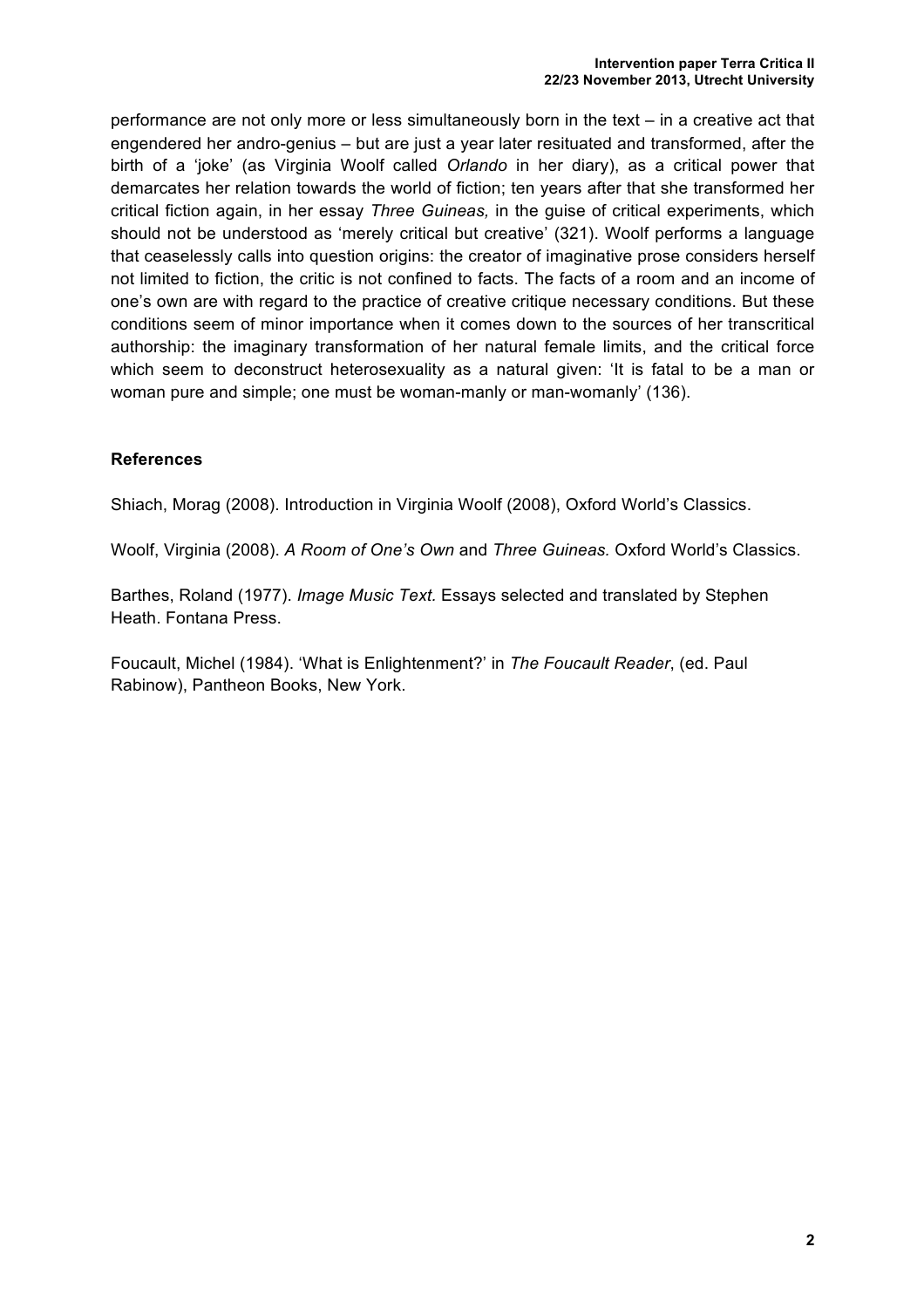performance are not only more or less simultaneously born in the text – in a creative act that engendered her andro-genius – but are just a year later resituated and transformed, after the birth of a 'joke' (as Virginia Woolf called *Orlando* in her diary), as a critical power that demarcates her relation towards the world of fiction; ten years after that she transformed her critical fiction again, in her essay *Three Guineas,* in the guise of critical experiments, which should not be understood as 'merely critical but creative' (321). Woolf performs a language that ceaselessly calls into question origins: the creator of imaginative prose considers herself not limited to fiction, the critic is not confined to facts. The facts of a room and an income of one's own are with regard to the practice of creative critique necessary conditions. But these conditions seem of minor importance when it comes down to the sources of her transcritical authorship: the imaginary transformation of her natural female limits, and the critical force which seem to deconstruct heterosexuality as a natural given: 'It is fatal to be a man or woman pure and simple; one must be woman-manly or man-womanly' (136).

**References**

Shiach, Morag (2008). Introduction in Virginia Woolf (2008), Oxford World's Classics.

Woolf, Virginia (2008). *A Room of One's Own* and *Three Guineas.* Oxford World's Classics.

Barthes, Roland (1977). *Image Music Text.* Essays selected and translated by Stephen Heath. Fontana Press.

Foucault, Michel (1984). 'What is Enlightenment?' in *The Foucault Reader*, (ed. Paul Rabinow), Pantheon Books, New York.